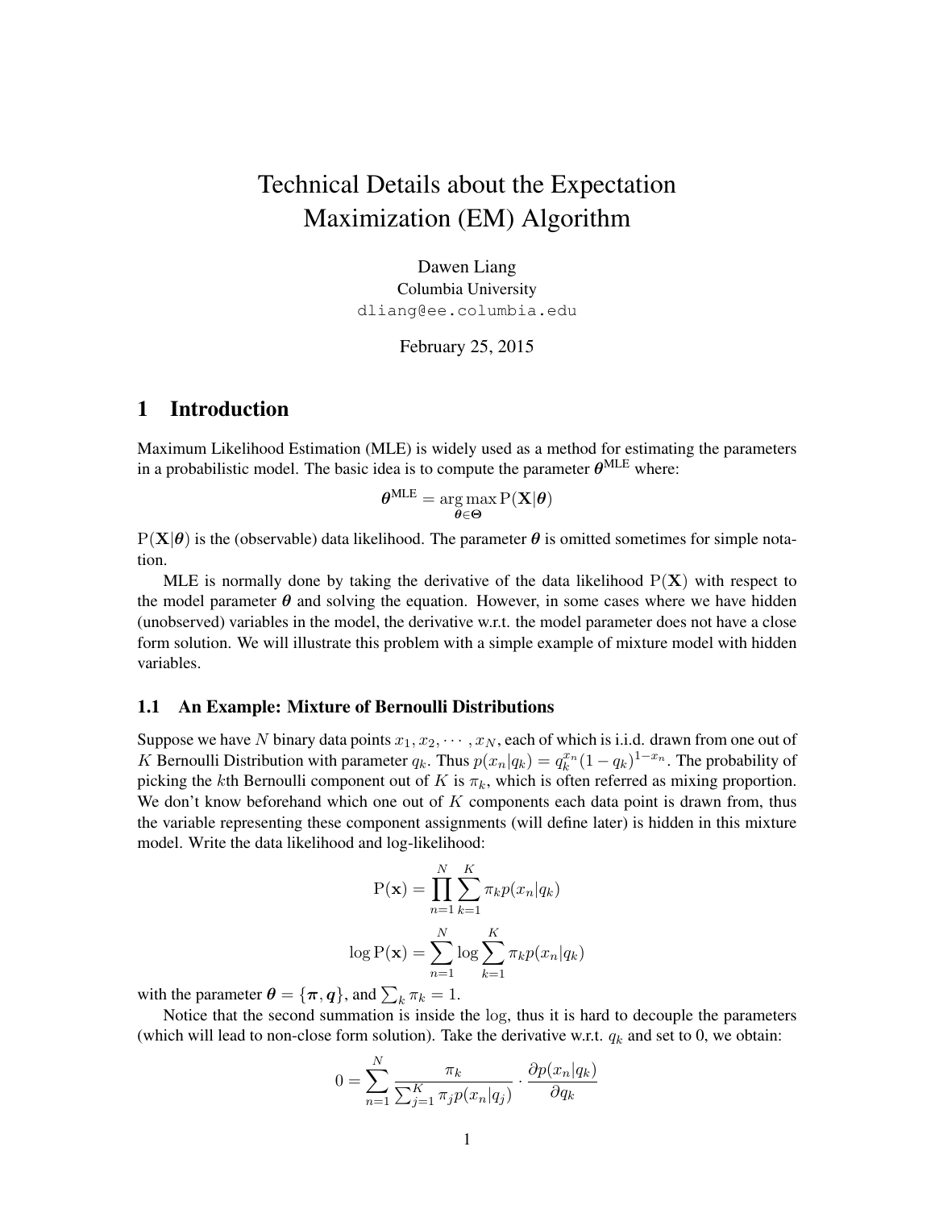# Technical Details about the Expectation Maximization (EM) Algorithm

Dawen Liang
Columbia University
dliang@ee.columbia.edu

February 25, 2015

## 1 Introduction

Maximum Likelihood Estimation (MLE) is widely used as a method for estimating the parameters in a probabilistic model. The basic idea is to compute the parameter $\boldsymbol{\theta}^{\text{MLE}}$ where:

$$\boldsymbol{\theta}^{\text{MLE}} = \underset{\boldsymbol{\theta} \in \boldsymbol{\Theta}}{\arg\max} \, \mathrm{P}(\mathbf{X}|\boldsymbol{\theta})$$

$\mathrm{P}(\mathbf{X}|\boldsymbol{\theta})$ is the (observable) data likelihood. The parameter $\boldsymbol{\theta}$ is omitted sometimes for simple notation.

MLE is normally done by taking the derivative of the data likelihood $\mathrm{P}(\mathbf{X})$ with respect to the model parameter $\boldsymbol{\theta}$ and solving the equation. However, in some cases where we have hidden (unobserved) variables in the model, the derivative w.r.t. the model parameter does not have a close form solution. We will illustrate this problem with a simple example of mixture model with hidden variables.

### 1.1 An Example: Mixture of Bernoulli Distributions

Suppose we have $N$ binary data points $x_1, x_2, \cdots, x_N$, each of which is i.i.d. drawn from one out of $K$ Bernoulli Distribution with parameter $q_k$. Thus $p(x_n|q_k) = q_k^{x_n}(1-q_k)^{1-x_n}$. The probability of picking the $k$th Bernoulli component out of $K$ is $\pi_k$, which is often referred as mixing proportion. We don't know beforehand which one out of $K$ components each data point is drawn from, thus the variable representing these component assignments (will define later) is hidden in this mixture model. Write the data likelihood and log-likelihood:

$$\mathrm{P}(\mathbf{x}) = \prod_{n=1}^{N} \sum_{k=1}^{K} \pi_k p(x_n|q_k)$$

$$\log \mathrm{P}(\mathbf{x}) = \sum_{n=1}^{N} \log \sum_{k=1}^{K} \pi_k p(x_n|q_k)$$

with the parameter $\boldsymbol{\theta} = \{\boldsymbol{\pi}, \boldsymbol{q}\}$, and $\sum_k \pi_k = 1$.

Notice that the second summation is inside the $\log$, thus it is hard to decouple the parameters (which will lead to non-close form solution). Take the derivative w.r.t. $q_k$ and set to 0, we obtain:

$$0 = \sum_{n=1}^{N} \frac{\pi_k}{\sum_{j=1}^{K} \pi_j p(x_n|q_j)} \cdot \frac{\partial p(x_n|q_k)}{\partial q_k}$$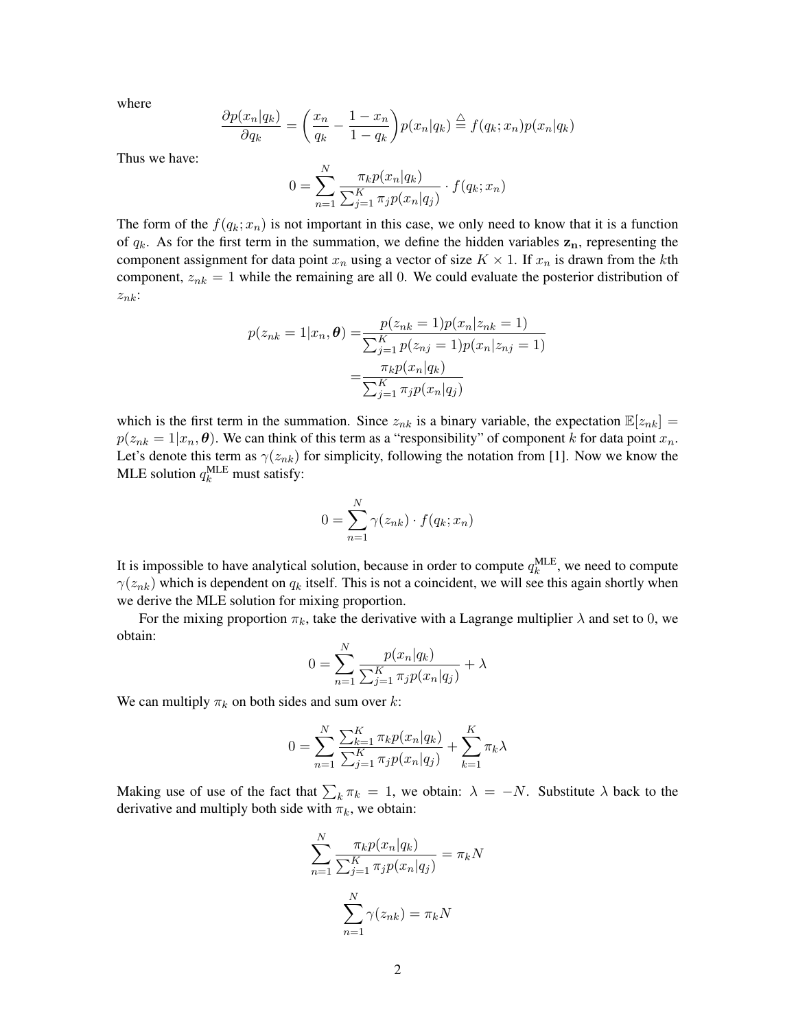where

$$\frac{\partial p(x_n|q_k)}{\partial q_k} = \left(\frac{x_n}{q_k} - \frac{1-x_n}{1-q_k}\right)p(x_n|q_k) \stackrel{\triangle}{=} f(q_k;x_n)p(x_n|q_k)$$

Thus we have:

$$0 = \sum_{n=1}^{N} \frac{\pi_k p(x_n|q_k)}{\sum_{j=1}^{K} \pi_j p(x_n|q_j)} \cdot f(q_k;x_n)$$

The form of the $f(q_k;x_n)$ is not important in this case, we only need to know that it is a function of $q_k$. As for the first term in the summation, we define the hidden variables $\mathbf{z_n}$, representing the component assignment for data point $x_n$ using a vector of size $K \times 1$. If $x_n$ is drawn from the $k$th component, $z_{nk} = 1$ while the remaining are all 0. We could evaluate the posterior distribution of $z_{nk}$:

$$\begin{aligned}
p(z_{nk} = 1|x_n, \boldsymbol{\theta}) =& \frac{p(z_{nk} = 1)p(x_n|z_{nk} = 1)}{\sum_{j=1}^{K} p(z_{nj} = 1)p(x_n|z_{nj} = 1)} \\
=& \frac{\pi_k p(x_n|q_k)}{\sum_{j=1}^{K} \pi_j p(x_n|q_j)}
\end{aligned}$$

which is the first term in the summation. Since $z_{nk}$ is a binary variable, the expectation $\mathbb{E}[z_{nk}] = p(z_{nk} = 1|x_n, \boldsymbol{\theta})$. We can think of this term as a "responsibility" of component $k$ for data point $x_n$. Let's denote this term as $\gamma(z_{nk})$ for simplicity, following the notation from [1]. Now we know the MLE solution $q_k^{\text{MLE}}$ must satisfy:

$$0 = \sum_{n=1}^{N} \gamma(z_{nk}) \cdot f(q_k;x_n)$$

It is impossible to have analytical solution, because in order to compute $q_k^{\text{MLE}}$, we need to compute $\gamma(z_{nk})$ which is dependent on $q_k$ itself. This is not a coincident, we will see this again shortly when we derive the MLE solution for mixing proportion.

For the mixing proportion $\pi_k$, take the derivative with a Lagrange multiplier $\lambda$ and set to 0, we obtain:

$$0 = \sum_{n=1}^{N} \frac{p(x_n|q_k)}{\sum_{j=1}^{K} \pi_j p(x_n|q_j)} + \lambda$$

We can multiply $\pi_k$ on both sides and sum over $k$:

$$0 = \sum_{n=1}^{N} \frac{\sum_{k=1}^{K} \pi_k p(x_n|q_k)}{\sum_{j=1}^{K} \pi_j p(x_n|q_j)} + \sum_{k=1}^{K} \pi_k \lambda$$

Making use of use of the fact that $\sum_k \pi_k = 1$, we obtain: $\lambda = -N$. Substitute $\lambda$ back to the derivative and multiply both side with $\pi_k$, we obtain:

$$\sum_{n=1}^{N} \frac{\pi_k p(x_n|q_k)}{\sum_{j=1}^{K} \pi_j p(x_n|q_j)} = \pi_k N$$

$$\sum_{n=1}^{N} \gamma(z_{nk}) = \pi_k N$$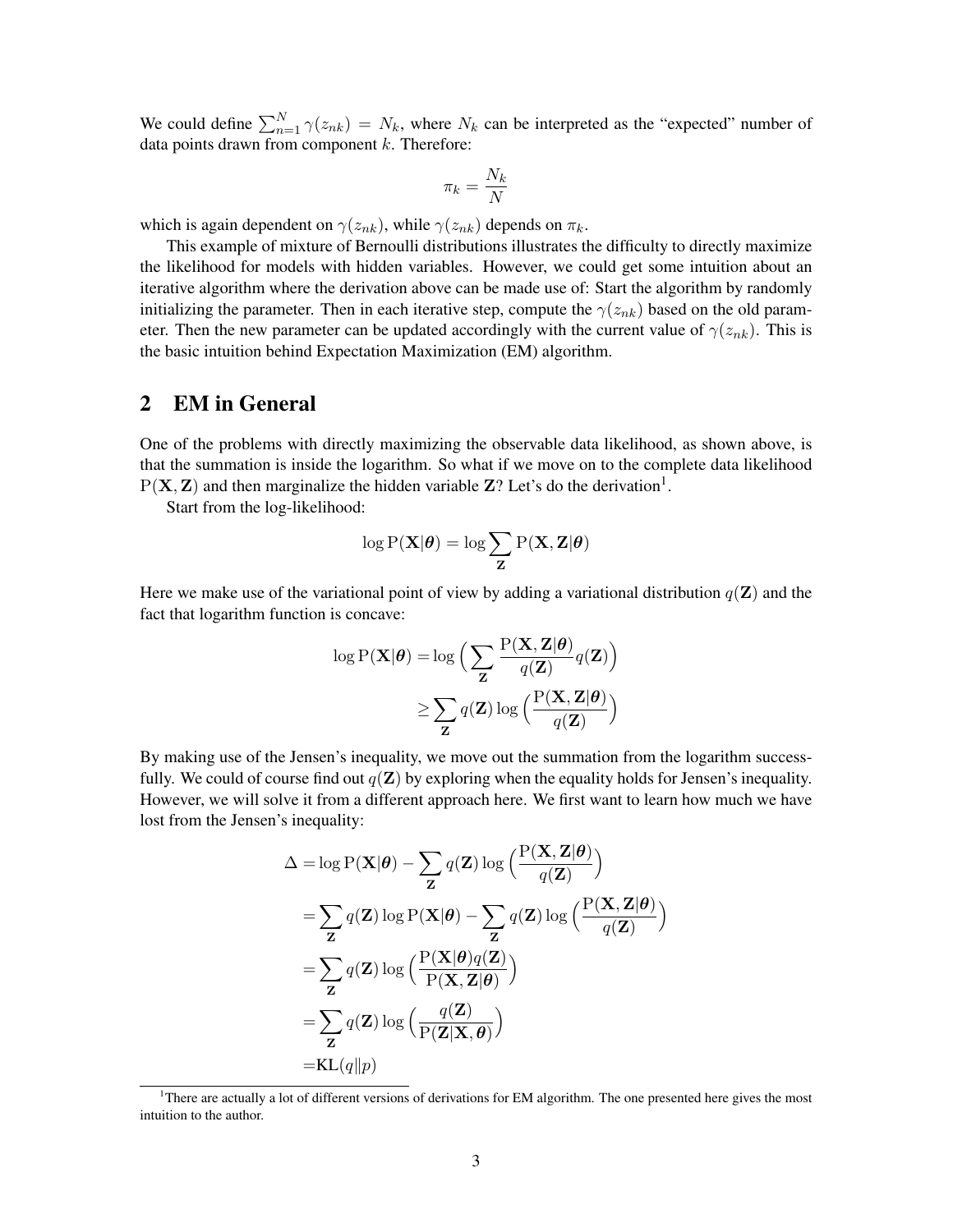We could define $\sum_{n=1}^{N} \gamma(z_{nk}) = N_k$, where $N_k$ can be interpreted as the "expected" number of data points drawn from component $k$. Therefore:

$$\pi_k = \frac{N_k}{N}$$

which is again dependent on $\gamma(z_{nk})$, while $\gamma(z_{nk})$ depends on $\pi_k$.

This example of mixture of Bernoulli distributions illustrates the difficulty to directly maximize the likelihood for models with hidden variables. However, we could get some intuition about an iterative algorithm where the derivation above can be made use of: Start the algorithm by randomly initializing the parameter. Then in each iterative step, compute the $\gamma(z_{nk})$ based on the old parameter. Then the new parameter can be updated accordingly with the current value of $\gamma(z_{nk})$. This is the basic intuition behind Expectation Maximization (EM) algorithm.

## 2 EM in General

One of the problems with directly maximizing the observable data likelihood, as shown above, is that the summation is inside the logarithm. So what if we move on to the complete data likelihood $\mathrm{P}(\mathbf{X}, \mathbf{Z})$ and then marginalize the hidden variable $\mathbf{Z}$? Let's do the derivation[1].

Start from the log-likelihood:

$$\log \mathrm{P}(\mathbf{X}|\boldsymbol{\theta}) = \log \sum_{\mathbf{Z}} \mathrm{P}(\mathbf{X}, \mathbf{Z}|\boldsymbol{\theta})$$

Here we make use of the variational point of view by adding a variational distribution $q(\mathbf{Z})$ and the fact that logarithm function is concave:

$$\begin{aligned}
\log \mathrm{P}(\mathbf{X}|\boldsymbol{\theta}) &= \log \Big( \sum_{\mathbf{Z}} \frac{\mathrm{P}(\mathbf{X}, \mathbf{Z}|\boldsymbol{\theta})}{q(\mathbf{Z})} q(\mathbf{Z}) \Big) \\
&\geq \sum_{\mathbf{Z}} q(\mathbf{Z}) \log \Big( \frac{\mathrm{P}(\mathbf{X}, \mathbf{Z}|\boldsymbol{\theta})}{q(\mathbf{Z})} \Big)
\end{aligned}$$

By making use of the Jensen's inequality, we move out the summation from the logarithm successfully. We could of course find out $q(\mathbf{Z})$ by exploring when the equality holds for Jensen's inequality. However, we will solve it from a different approach here. We first want to learn how much we have lost from the Jensen's inequality:

$$\begin{aligned}
\Delta &= \log \mathrm{P}(\mathbf{X}|\boldsymbol{\theta}) - \sum_{\mathbf{Z}} q(\mathbf{Z}) \log \Big( \frac{\mathrm{P}(\mathbf{X}, \mathbf{Z}|\boldsymbol{\theta})}{q(\mathbf{Z})} \Big) \\
&= \sum_{\mathbf{Z}} q(\mathbf{Z}) \log \mathrm{P}(\mathbf{X}|\boldsymbol{\theta}) - \sum_{\mathbf{Z}} q(\mathbf{Z}) \log \Big( \frac{\mathrm{P}(\mathbf{X}, \mathbf{Z}|\boldsymbol{\theta})}{q(\mathbf{Z})} \Big) \\
&= \sum_{\mathbf{Z}} q(\mathbf{Z}) \log \Big( \frac{\mathrm{P}(\mathbf{X}|\boldsymbol{\theta}) q(\mathbf{Z})}{\mathrm{P}(\mathbf{X}, \mathbf{Z}|\boldsymbol{\theta})} \Big) \\
&= \sum_{\mathbf{Z}} q(\mathbf{Z}) \log \Big( \frac{q(\mathbf{Z})}{\mathrm{P}(\mathbf{Z}|\mathbf{X}, \boldsymbol{\theta})} \Big) \\
&= \mathrm{KL}(q \| p)
\end{aligned}$$

[1] There are actually a lot of different versions of derivations for EM algorithm. The one presented here gives the most intuition to the author.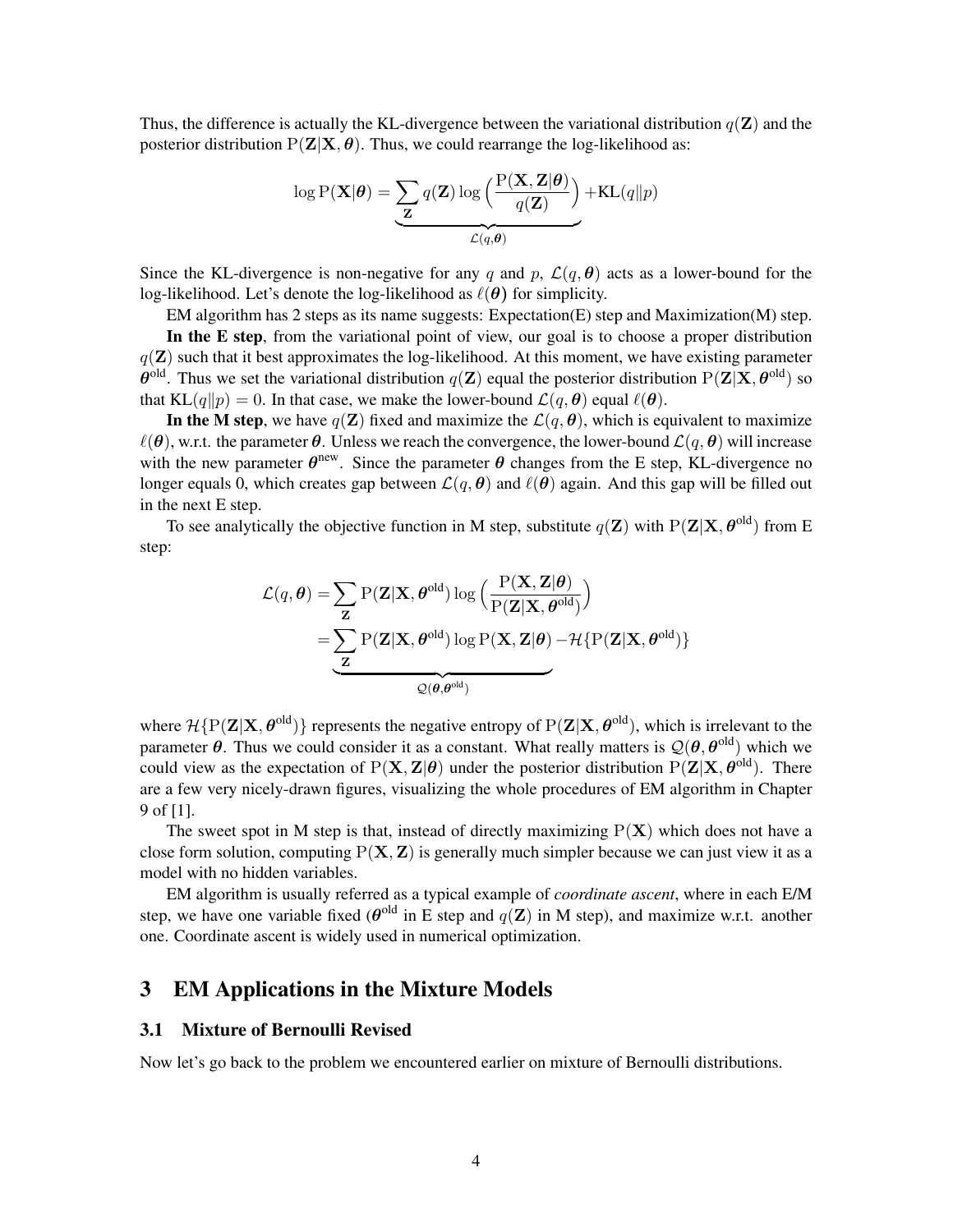Thus, the difference is actually the KL-divergence between the variational distribution $q(\mathbf{Z})$ and the posterior distribution $\mathrm{P}(\mathbf{Z}|\mathbf{X}, \boldsymbol{\theta})$. Thus, we could rearrange the log-likelihood as:

$$\log \mathrm{P}(\mathbf{X}|\boldsymbol{\theta}) = \underbrace{\sum_{\mathbf{Z}} q(\mathbf{Z}) \log \Big( \frac{\mathrm{P}(\mathbf{X}, \mathbf{Z}|\boldsymbol{\theta})}{q(\mathbf{Z})} \Big)}_{\mathcal{L}(q, \boldsymbol{\theta})} + \mathrm{KL}(q \| p)$$

Since the KL-divergence is non-negative for any $q$ and $p$, $\mathcal{L}(q, \boldsymbol{\theta})$ acts as a lower-bound for the log-likelihood. Let's denote the log-likelihood as $\ell(\boldsymbol{\theta})$ for simplicity.

EM algorithm has 2 steps as its name suggests: Expectation(E) step and Maximization(M) step.

**In the E step**, from the variational point of view, our goal is to choose a proper distribution $q(\mathbf{Z})$ such that it best approximates the log-likelihood. At this moment, we have existing parameter $\boldsymbol{\theta}^{\text{old}}$. Thus we set the variational distribution $q(\mathbf{Z})$ equal the posterior distribution $\mathrm{P}(\mathbf{Z}|\mathbf{X}, \boldsymbol{\theta}^{\text{old}})$ so that $\mathrm{KL}(q \| p) = 0$. In that case, we make the lower-bound $\mathcal{L}(q, \boldsymbol{\theta})$ equal $\ell(\boldsymbol{\theta})$.

**In the M step**, we have $q(\mathbf{Z})$ fixed and maximize the $\mathcal{L}(q, \boldsymbol{\theta})$, which is equivalent to maximize $\ell(\boldsymbol{\theta})$, w.r.t. the parameter $\boldsymbol{\theta}$. Unless we reach the convergence, the lower-bound $\mathcal{L}(q, \boldsymbol{\theta})$ will increase with the new parameter $\boldsymbol{\theta}^{\text{new}}$. Since the parameter $\boldsymbol{\theta}$ changes from the E step, KL-divergence no longer equals 0, which creates gap between $\mathcal{L}(q, \boldsymbol{\theta})$ and $\ell(\boldsymbol{\theta})$ again. And this gap will be filled out in the next E step.

To see analytically the objective function in M step, substitute $q(\mathbf{Z})$ with $\mathrm{P}(\mathbf{Z}|\mathbf{X}, \boldsymbol{\theta}^{\text{old}})$ from E step:

$$\begin{aligned}
\mathcal{L}(q, \boldsymbol{\theta}) &= \sum_{\mathbf{Z}} \mathrm{P}(\mathbf{Z}|\mathbf{X}, \boldsymbol{\theta}^{\text{old}}) \log \Big( \frac{\mathrm{P}(\mathbf{X}, \mathbf{Z}|\boldsymbol{\theta})}{\mathrm{P}(\mathbf{Z}|\mathbf{X}, \boldsymbol{\theta}^{\text{old}})} \Big) \\
&= \underbrace{\sum_{\mathbf{Z}} \mathrm{P}(\mathbf{Z}|\mathbf{X}, \boldsymbol{\theta}^{\text{old}}) \log \mathrm{P}(\mathbf{X}, \mathbf{Z}|\boldsymbol{\theta})}_{\mathcal{Q}(\boldsymbol{\theta}, \boldsymbol{\theta}^{\text{old}})} - \mathcal{H}\{\mathrm{P}(\mathbf{Z}|\mathbf{X}, \boldsymbol{\theta}^{\text{old}})\}
\end{aligned}$$

where $\mathcal{H}\{\mathrm{P}(\mathbf{Z}|\mathbf{X}, \boldsymbol{\theta}^{\text{old}})\}$ represents the negative entropy of $\mathrm{P}(\mathbf{Z}|\mathbf{X}, \boldsymbol{\theta}^{\text{old}})$, which is irrelevant to the parameter $\boldsymbol{\theta}$. Thus we could consider it as a constant. What really matters is $\mathcal{Q}(\boldsymbol{\theta}, \boldsymbol{\theta}^{\text{old}})$ which we could view as the expectation of $\mathrm{P}(\mathbf{X}, \mathbf{Z}|\boldsymbol{\theta})$ under the posterior distribution $\mathrm{P}(\mathbf{Z}|\mathbf{X}, \boldsymbol{\theta}^{\text{old}})$. There are a few very nicely-drawn figures, visualizing the whole procedures of EM algorithm in Chapter 9 of [1].

The sweet spot in M step is that, instead of directly maximizing $\mathrm{P}(\mathbf{X})$ which does not have a close form solution, computing $\mathrm{P}(\mathbf{X}, \mathbf{Z})$ is generally much simpler because we can just view it as a model with no hidden variables.

EM algorithm is usually referred as a typical example of *coordinate ascent*, where in each E/M step, we have one variable fixed ($\boldsymbol{\theta}^{\text{old}}$ in E step and $q(\mathbf{Z})$ in M step), and maximize w.r.t. another one. Coordinate ascent is widely used in numerical optimization.

# 3 EM Applications in the Mixture Models

## 3.1 Mixture of Bernoulli Revised

Now let's go back to the problem we encountered earlier on mixture of Bernoulli distributions.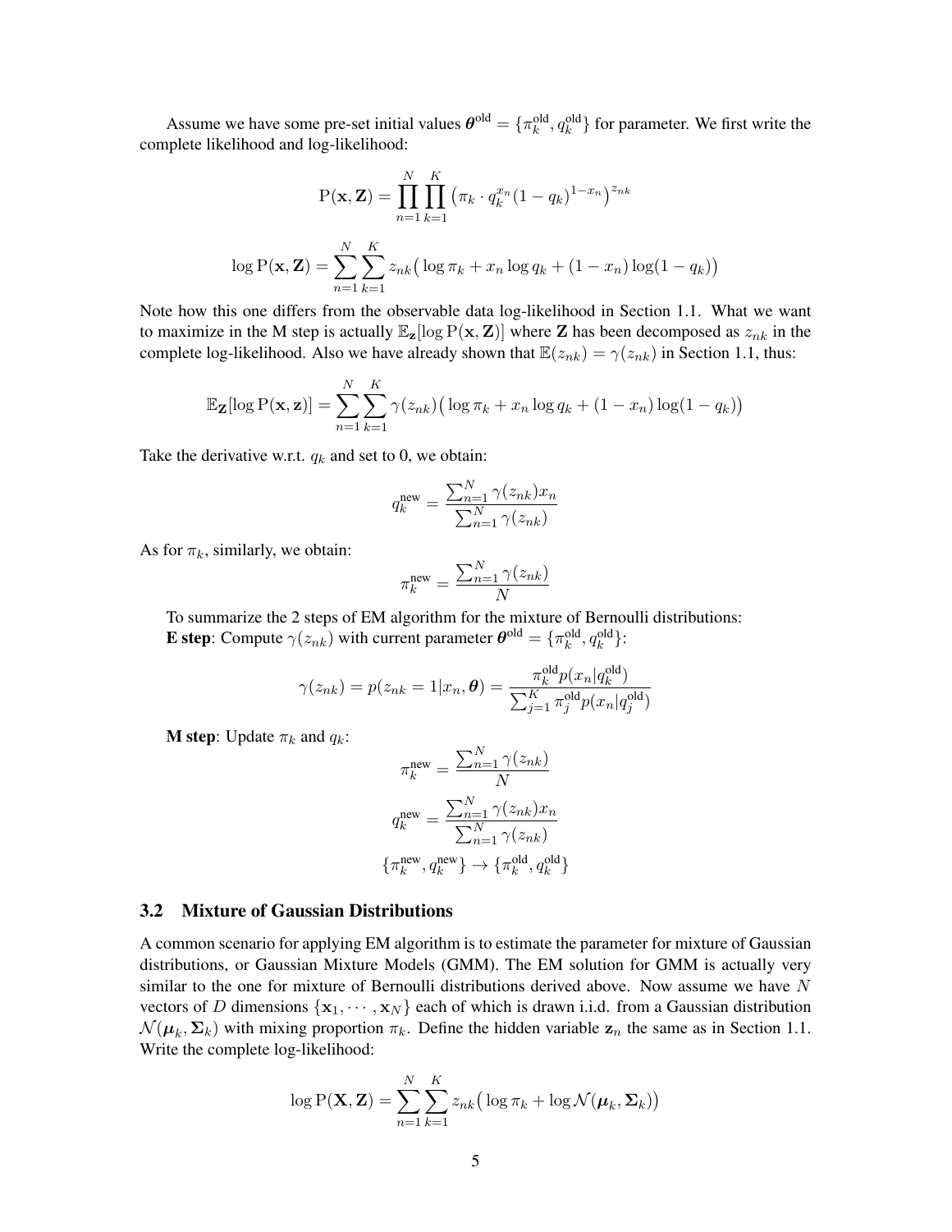Assume we have some pre-set initial values $\boldsymbol{\theta}^{\text{old}} = \{\pi_k^{\text{old}}, q_k^{\text{old}}\}$ for parameter. We first write the complete likelihood and log-likelihood:

$$\mathrm{P}(\mathbf{x}, \mathbf{Z}) = \prod_{n=1}^{N} \prod_{k=1}^{K} \big(\pi_k \cdot q_k^{x_n} (1 - q_k)^{1-x_n}\big)^{z_{nk}}$$

$$\log \mathrm{P}(\mathbf{x}, \mathbf{Z}) = \sum_{n=1}^{N} \sum_{k=1}^{K} z_{nk} \big( \log \pi_k + x_n \log q_k + (1 - x_n) \log(1 - q_k) \big)$$

Note how this one differs from the observable data log-likelihood in Section 1.1. What we want to maximize in the M step is actually $\mathbb{E}_{\mathbf{z}}[\log \mathrm{P}(\mathbf{x}, \mathbf{Z})]$ where $\mathbf{Z}$ has been decomposed as $z_{nk}$ in the complete log-likelihood. Also we have already shown that $\mathbb{E}(z_{nk}) = \gamma(z_{nk})$ in Section 1.1, thus:

$$\mathbb{E}_{\mathbf{Z}}[\log \mathrm{P}(\mathbf{x}, \mathbf{z})] = \sum_{n=1}^{N} \sum_{k=1}^{K} \gamma(z_{nk}) \big( \log \pi_k + x_n \log q_k + (1 - x_n) \log(1 - q_k) \big)$$

Take the derivative w.r.t. $q_k$ and set to 0, we obtain:

$$q_k^{\text{new}} = \frac{\sum_{n=1}^{N} \gamma(z_{nk}) x_n}{\sum_{n=1}^{N} \gamma(z_{nk})}$$

As for $\pi_k$, similarly, we obtain:

$$\pi_k^{\text{new}} = \frac{\sum_{n=1}^{N} \gamma(z_{nk})}{N}$$

To summarize the 2 steps of EM algorithm for the mixture of Bernoulli distributions:
**E step**: Compute $\gamma(z_{nk})$ with current parameter $\boldsymbol{\theta}^{\text{old}} = \{\pi_k^{\text{old}}, q_k^{\text{old}}\}$:

$$\gamma(z_{nk}) = p(z_{nk} = 1 | x_n, \boldsymbol{\theta}) = \frac{\pi_k^{\text{old}} p(x_n | q_k^{\text{old}})}{\sum_{j=1}^{K} \pi_j^{\text{old}} p(x_n | q_j^{\text{old}})}$$

**M step**: Update $\pi_k$ and $q_k$:

$$\pi_k^{\text{new}} = \frac{\sum_{n=1}^{N} \gamma(z_{nk})}{N}$$

$$q_k^{\text{new}} = \frac{\sum_{n=1}^{N} \gamma(z_{nk}) x_n}{\sum_{n=1}^{N} \gamma(z_{nk})}$$

$$\{\pi_k^{\text{new}}, q_k^{\text{new}}\} \rightarrow \{\pi_k^{\text{old}}, q_k^{\text{old}}\}$$

### 3.2 Mixture of Gaussian Distributions

A common scenario for applying EM algorithm is to estimate the parameter for mixture of Gaussian distributions, or Gaussian Mixture Models (GMM). The EM solution for GMM is actually very similar to the one for mixture of Bernoulli distributions derived above. Now assume we have $N$ vectors of $D$ dimensions $\{\mathbf{x}_1, \cdots, \mathbf{x}_N\}$ each of which is drawn i.i.d. from a Gaussian distribution $\mathcal{N}(\boldsymbol{\mu}_k, \boldsymbol{\Sigma}_k)$ with mixing proportion $\pi_k$. Define the hidden variable $\mathbf{z}_n$ the same as in Section 1.1. Write the complete log-likelihood:

$$\log \mathrm{P}(\mathbf{X}, \mathbf{Z}) = \sum_{n=1}^{N} \sum_{k=1}^{K} z_{nk} \big( \log \pi_k + \log \mathcal{N}(\boldsymbol{\mu}_k, \boldsymbol{\Sigma}_k) \big)$$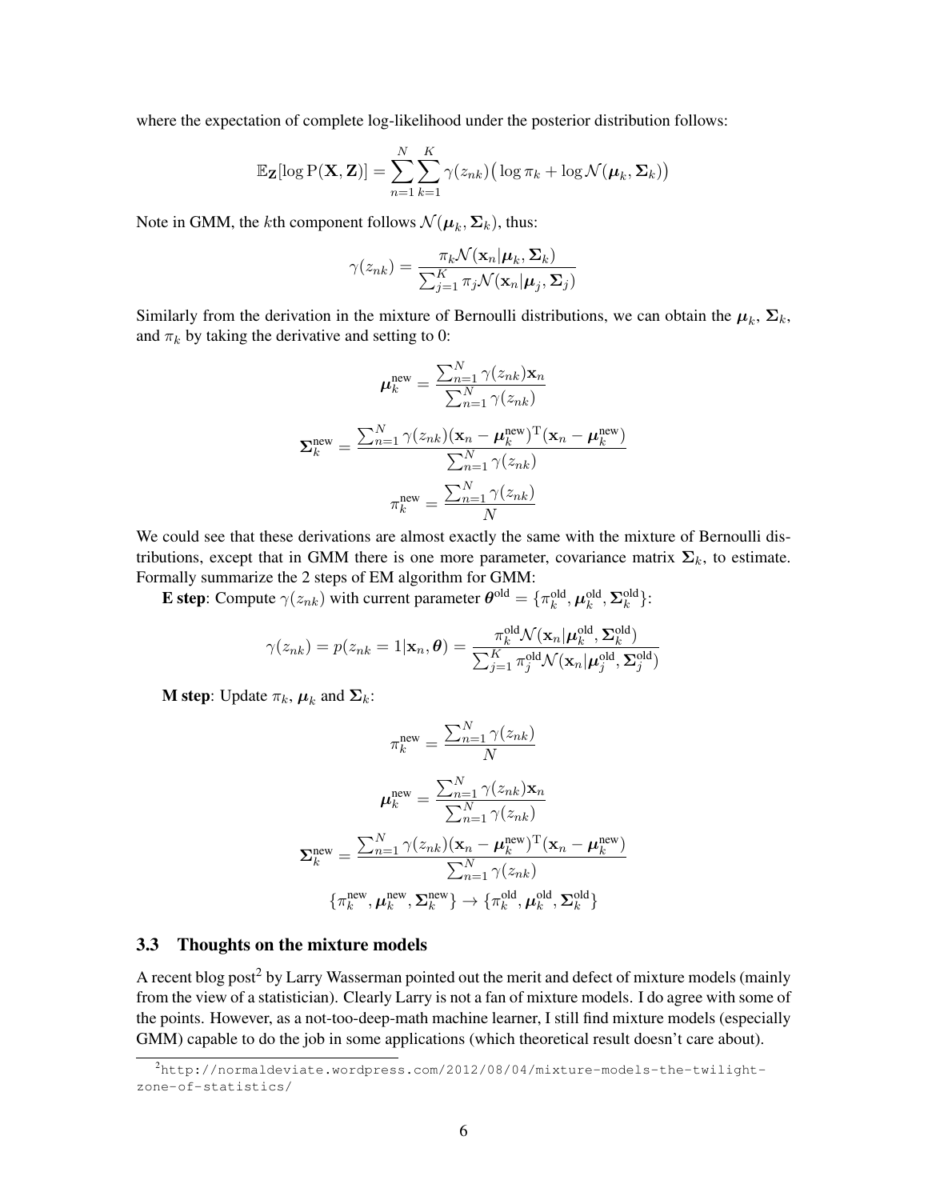where the expectation of complete log-likelihood under the posterior distribution follows:

$$\mathbb{E}_{\mathbf{Z}}[\log \mathrm{P}(\mathbf{X}, \mathbf{Z})] = \sum_{n=1}^{N} \sum_{k=1}^{K} \gamma(z_{nk}) \big( \log \pi_k + \log \mathcal{N}(\boldsymbol{\mu}_k, \boldsymbol{\Sigma}_k) \big)$$

Note in GMM, the $k$th component follows $\mathcal{N}(\boldsymbol{\mu}_k, \boldsymbol{\Sigma}_k)$, thus:

$$\gamma(z_{nk}) = \frac{\pi_k \mathcal{N}(\mathbf{x}_n | \boldsymbol{\mu}_k, \boldsymbol{\Sigma}_k)}{\sum_{j=1}^{K} \pi_j \mathcal{N}(\mathbf{x}_n | \boldsymbol{\mu}_j, \boldsymbol{\Sigma}_j)}$$

Similarly from the derivation in the mixture of Bernoulli distributions, we can obtain the $\boldsymbol{\mu}_k$, $\boldsymbol{\Sigma}_k$, and $\pi_k$ by taking the derivative and setting to 0:

$$\boldsymbol{\mu}_k^{\text{new}} = \frac{\sum_{n=1}^{N} \gamma(z_{nk}) \mathbf{x}_n}{\sum_{n=1}^{N} \gamma(z_{nk})}$$

$$\boldsymbol{\Sigma}_k^{\text{new}} = \frac{\sum_{n=1}^{N} \gamma(z_{nk}) (\mathbf{x}_n - \boldsymbol{\mu}_k^{\text{new}})^{\mathrm{T}} (\mathbf{x}_n - \boldsymbol{\mu}_k^{\text{new}})}{\sum_{n=1}^{N} \gamma(z_{nk})}$$

$$\pi_k^{\text{new}} = \frac{\sum_{n=1}^{N} \gamma(z_{nk})}{N}$$

We could see that these derivations are almost exactly the same with the mixture of Bernoulli distributions, except that in GMM there is one more parameter, covariance matrix $\boldsymbol{\Sigma}_k$, to estimate. Formally summarize the 2 steps of EM algorithm for GMM:

**E step**: Compute $\gamma(z_{nk})$ with current parameter $\boldsymbol{\theta}^{\text{old}} = \{\pi_k^{\text{old}}, \boldsymbol{\mu}_k^{\text{old}}, \boldsymbol{\Sigma}_k^{\text{old}}\}$:

$$\gamma(z_{nk}) = p(z_{nk} = 1 | \mathbf{x}_n, \boldsymbol{\theta}) = \frac{\pi_k^{\text{old}} \mathcal{N}(\mathbf{x}_n | \boldsymbol{\mu}_k^{\text{old}}, \boldsymbol{\Sigma}_k^{\text{old}})}{\sum_{j=1}^{K} \pi_j^{\text{old}} \mathcal{N}(\mathbf{x}_n | \boldsymbol{\mu}_j^{\text{old}}, \boldsymbol{\Sigma}_j^{\text{old}})}$$

**M step**: Update $\pi_k$, $\boldsymbol{\mu}_k$ and $\boldsymbol{\Sigma}_k$:

$$\pi_k^{\text{new}} = \frac{\sum_{n=1}^{N} \gamma(z_{nk})}{N}$$

$$\boldsymbol{\mu}_k^{\text{new}} = \frac{\sum_{n=1}^{N} \gamma(z_{nk}) \mathbf{x}_n}{\sum_{n=1}^{N} \gamma(z_{nk})}$$

$$\boldsymbol{\Sigma}_k^{\text{new}} = \frac{\sum_{n=1}^{N} \gamma(z_{nk}) (\mathbf{x}_n - \boldsymbol{\mu}_k^{\text{new}})^{\mathrm{T}} (\mathbf{x}_n - \boldsymbol{\mu}_k^{\text{new}})}{\sum_{n=1}^{N} \gamma(z_{nk})}$$

$$\{\pi_k^{\text{new}}, \boldsymbol{\mu}_k^{\text{new}}, \boldsymbol{\Sigma}_k^{\text{new}}\} \rightarrow \{\pi_k^{\text{old}}, \boldsymbol{\mu}_k^{\text{old}}, \boldsymbol{\Sigma}_k^{\text{old}}\}$$

### 3.3 Thoughts on the mixture models

A recent blog post[2] by Larry Wasserman pointed out the merit and defect of mixture models (mainly from the view of a statistician). Clearly Larry is not a fan of mixture models. I do agree with some of the points. However, as a not-too-deep-math machine learner, I still find mixture models (especially GMM) capable to do the job in some applications (which theoretical result doesn't care about).

[2] http://normaldeviate.wordpress.com/2012/08/04/mixture-models-the-twilight-zone-of-statistics/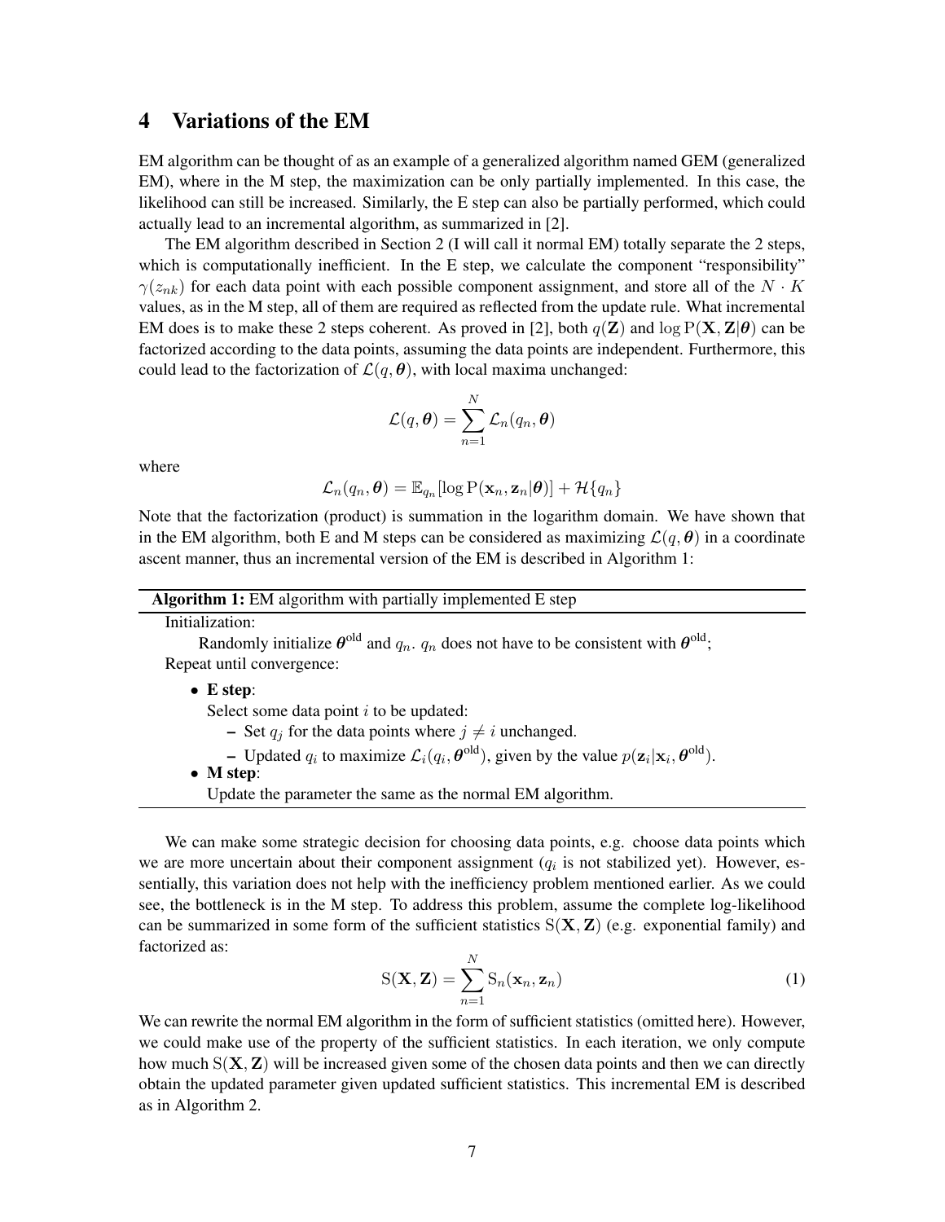## 4 Variations of the EM

EM algorithm can be thought of as an example of a generalized algorithm named GEM (generalized EM), where in the M step, the maximization can be only partially implemented. In this case, the likelihood can still be increased. Similarly, the E step can also be partially performed, which could actually lead to an incremental algorithm, as summarized in [2].

The EM algorithm described in Section 2 (I will call it normal EM) totally separate the 2 steps, which is computationally inefficient. In the E step, we calculate the component "responsibility" $\gamma(z_{nk})$ for each data point with each possible component assignment, and store all of the $N \cdot K$ values, as in the M step, all of them are required as reflected from the update rule. What incremental EM does is to make these 2 steps coherent. As proved in [2], both $q(\mathbf{Z})$ and $\log \mathrm{P}(\mathbf{X}, \mathbf{Z}|\boldsymbol{\theta})$ can be factorized according to the data points, assuming the data points are independent. Furthermore, this could lead to the factorization of $\mathcal{L}(q, \boldsymbol{\theta})$, with local maxima unchanged:

$$\mathcal{L}(q, \boldsymbol{\theta}) = \sum_{n=1}^{N} \mathcal{L}_n(q_n, \boldsymbol{\theta})$$

where

$$\mathcal{L}_n(q_n, \boldsymbol{\theta}) = \mathbb{E}_{q_n}[\log \mathrm{P}(\mathbf{x}_n, \mathbf{z}_n|\boldsymbol{\theta})] + \mathcal{H}\{q_n\}$$

Note that the factorization (product) is summation in the logarithm domain. We have shown that in the EM algorithm, both E and M steps can be considered as maximizing $\mathcal{L}(q, \boldsymbol{\theta})$ in a coordinate ascent manner, thus an incremental version of the EM is described in Algorithm 1:

**Algorithm 1:** EM algorithm with partially implemented E step

Initialization:

Randomly initialize $\boldsymbol{\theta}^{\text{old}}$ and $q_n$. $q_n$ does not have to be consistent with $\boldsymbol{\theta}^{\text{old}}$;

Repeat until convergence:

- **E step**:
  Select some data point $i$ to be updated:
  - Set $q_j$ for the data points where $j \neq i$ unchanged.
  - Updated $q_i$ to maximize $\mathcal{L}_i(q_i, \boldsymbol{\theta}^{\text{old}})$, given by the value $p(\mathbf{z}_i|\mathbf{x}_i, \boldsymbol{\theta}^{\text{old}})$.
- **M step**:
  Update the parameter the same as the normal EM algorithm.

We can make some strategic decision for choosing data points, e.g. choose data points which we are more uncertain about their component assignment ($q_i$ is not stabilized yet). However, essentially, this variation does not help with the inefficiency problem mentioned earlier. As we could see, the bottleneck is in the M step. To address this problem, assume the complete log-likelihood can be summarized in some form of the sufficient statistics $\mathrm{S}(\mathbf{X}, \mathbf{Z})$ (e.g. exponential family) and factorized as:

$$\mathrm{S}(\mathbf{X}, \mathbf{Z}) = \sum_{n=1}^{N} \mathrm{S}_n(\mathbf{x}_n, \mathbf{z}_n) \tag{1}$$

We can rewrite the normal EM algorithm in the form of sufficient statistics (omitted here). However, we could make use of the property of the sufficient statistics. In each iteration, we only compute how much $\mathrm{S}(\mathbf{X}, \mathbf{Z})$ will be increased given some of the chosen data points and then we can directly obtain the updated parameter given updated sufficient statistics. This incremental EM is described as in Algorithm 2.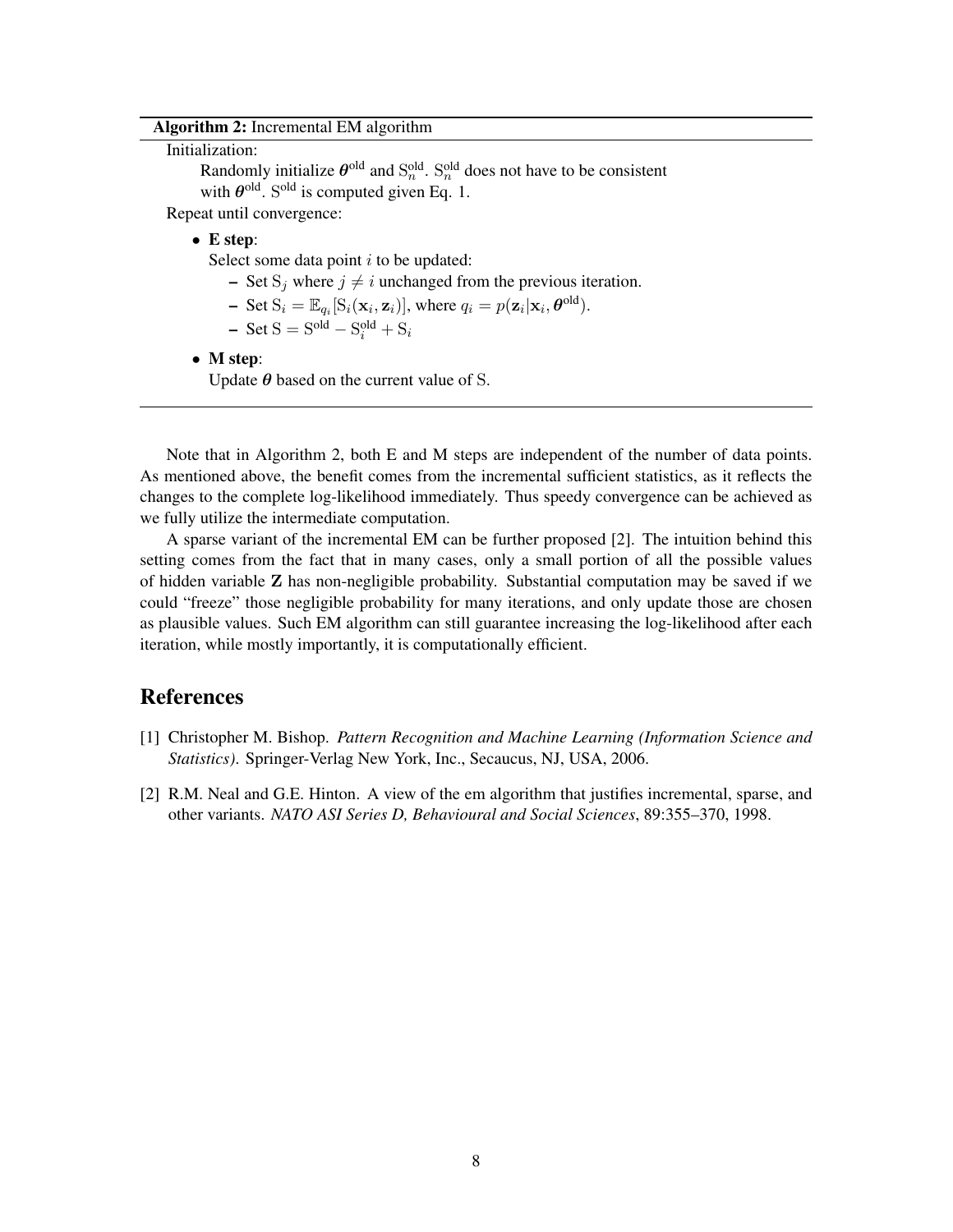**Algorithm 2:** Incremental EM algorithm

Initialization:

Randomly initialize $\boldsymbol{\theta}^{\text{old}}$ and $\mathrm{S}_n^{\text{old}}$. $\mathrm{S}_n^{\text{old}}$ does not have to be consistent with $\boldsymbol{\theta}^{\text{old}}$. $\mathrm{S}^{\text{old}}$ is computed given Eq. 1.

Repeat until convergence:

- **E step**:
  Select some data point $i$ to be updated:
  - Set $\mathrm{S}_j$ where $j \neq i$ unchanged from the previous iteration.
  - Set $\mathrm{S}_i = \mathbb{E}_{q_i}[\mathrm{S}_i(\mathbf{x}_i, \mathbf{z}_i)]$, where $q_i = p(\mathbf{z}_i|\mathbf{x}_i, \boldsymbol{\theta}^{\text{old}})$.
  - Set $\mathrm{S} = \mathrm{S}^{\text{old}} - \mathrm{S}_i^{\text{old}} + \mathrm{S}_i$
- **M step**:
  Update $\boldsymbol{\theta}$ based on the current value of $\mathrm{S}$.

Note that in Algorithm 2, both E and M steps are independent of the number of data points. As mentioned above, the benefit comes from the incremental sufficient statistics, as it reflects the changes to the complete log-likelihood immediately. Thus speedy convergence can be achieved as we fully utilize the intermediate computation.

A sparse variant of the incremental EM can be further proposed [2]. The intuition behind this setting comes from the fact that in many cases, only a small portion of all the possible values of hidden variable $\mathbf{Z}$ has non-negligible probability. Substantial computation may be saved if we could "freeze" those negligible probability for many iterations, and only update those are chosen as plausible values. Such EM algorithm can still guarantee increasing the log-likelihood after each iteration, while mostly importantly, it is computationally efficient.

## References

[1] Christopher M. Bishop. *Pattern Recognition and Machine Learning (Information Science and Statistics)*. Springer-Verlag New York, Inc., Secaucus, NJ, USA, 2006.

[2] R.M. Neal and G.E. Hinton. A view of the em algorithm that justifies incremental, sparse, and other variants. *NATO ASI Series D, Behavioural and Social Sciences*, 89:355–370, 1998.